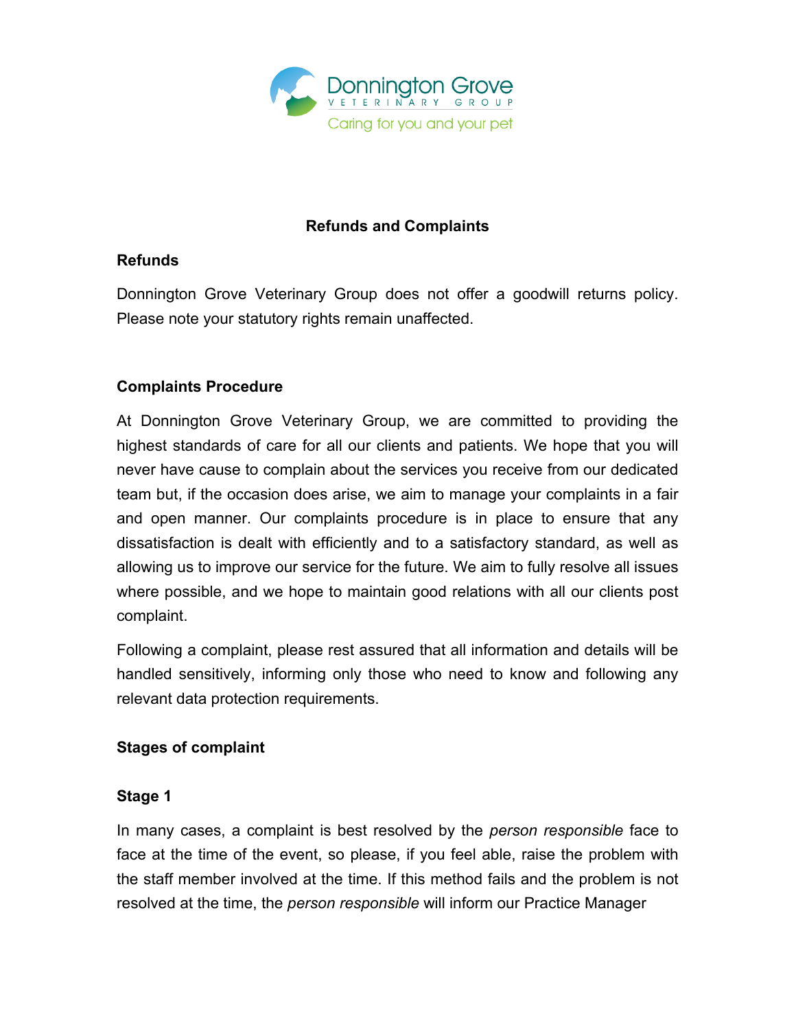Donnington Grove
VETERINARY GROUP
Caring for you and your pet

# Refunds and Complaints

## Refunds

Donnington Grove Veterinary Group does not offer a goodwill returns policy. Please note your statutory rights remain unaffected.

## Complaints Procedure

At Donnington Grove Veterinary Group, we are committed to providing the highest standards of care for all our clients and patients. We hope that you will never have cause to complain about the services you receive from our dedicated team but, if the occasion does arise, we aim to manage your complaints in a fair and open manner. Our complaints procedure is in place to ensure that any dissatisfaction is dealt with efficiently and to a satisfactory standard, as well as allowing us to improve our service for the future. We aim to fully resolve all issues where possible, and we hope to maintain good relations with all our clients post complaint.

Following a complaint, please rest assured that all information and details will be handled sensitively, informing only those who need to know and following any relevant data protection requirements.

## Stages of complaint

### Stage 1

In many cases, a complaint is best resolved by the *person responsible* face to face at the time of the event, so please, if you feel able, raise the problem with the staff member involved at the time. If this method fails and the problem is not resolved at the time, the *person responsible* will inform our Practice Manager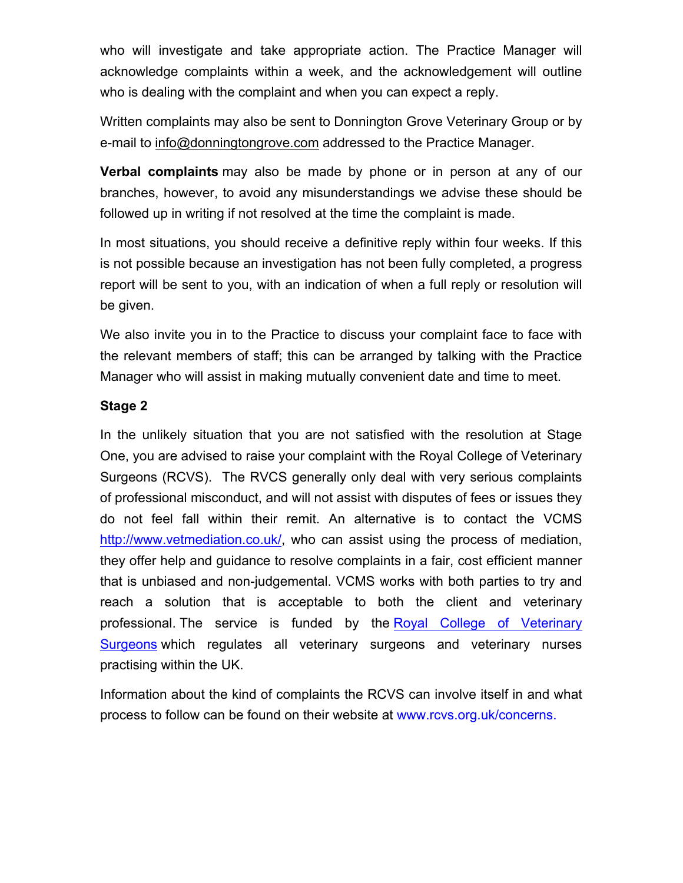who will investigate and take appropriate action. The Practice Manager will acknowledge complaints within a week, and the acknowledgement will outline who is dealing with the complaint and when you can expect a reply.

Written complaints may also be sent to Donnington Grove Veterinary Group or by e-mail to info@donningtongrove.com addressed to the Practice Manager.

**Verbal complaints** may also be made by phone or in person at any of our branches, however, to avoid any misunderstandings we advise these should be followed up in writing if not resolved at the time the complaint is made.

In most situations, you should receive a definitive reply within four weeks. If this is not possible because an investigation has not been fully completed, a progress report will be sent to you, with an indication of when a full reply or resolution will be given.

We also invite you in to the Practice to discuss your complaint face to face with the relevant members of staff; this can be arranged by talking with the Practice Manager who will assist in making mutually convenient date and time to meet.

**Stage 2**

In the unlikely situation that you are not satisfied with the resolution at Stage One, you are advised to raise your complaint with the Royal College of Veterinary Surgeons (RCVS). The RVCS generally only deal with very serious complaints of professional misconduct, and will not assist with disputes of fees or issues they do not feel fall within their remit. An alternative is to contact the VCMS http://www.vetmediation.co.uk/, who can assist using the process of mediation, they offer help and guidance to resolve complaints in a fair, cost efficient manner that is unbiased and non-judgemental. VCMS works with both parties to try and reach a solution that is acceptable to both the client and veterinary professional. The service is funded by the Royal College of Veterinary Surgeons which regulates all veterinary surgeons and veterinary nurses practising within the UK.

Information about the kind of complaints the RCVS can involve itself in and what process to follow can be found on their website at www.rcvs.org.uk/concerns.